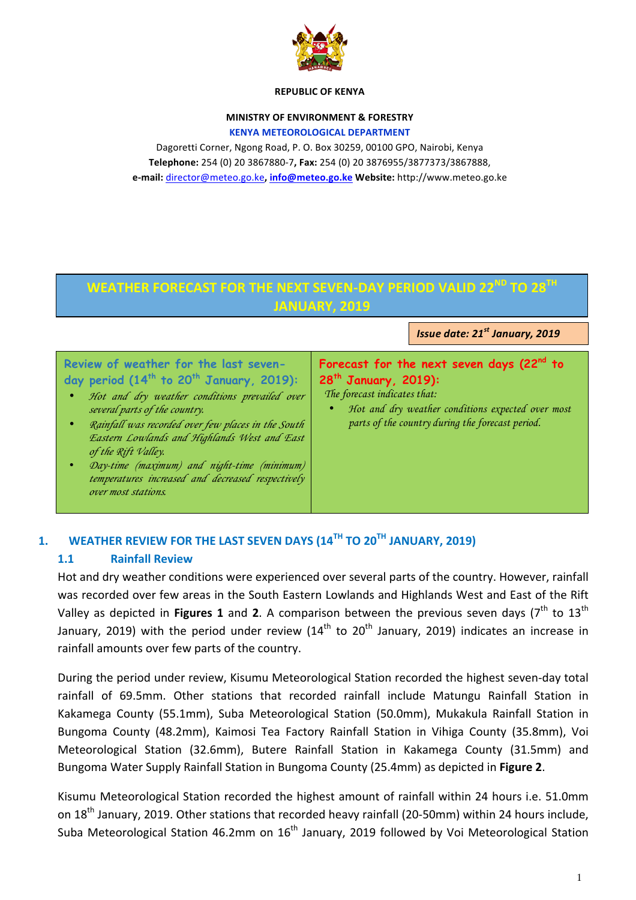**REPUBLIC OF KENYA**

**MINISTRY OF ENVIRONMENT & FORESTRY**

**KENYA METEOROLOGICAL DEPARTMENT**

Dagoretti Corner, Ngong Road, P. O. Box 30259, 00100 GPO, Nairobi, Kenya
**Telephone:** 254 (0) 20 3867880-7**, Fax:** 254 (0) 20 3876955/3877373/3867888,
**e-mail:** director@meteo.go.ke**, info@meteo.go.ke Website:** http://www.meteo.go.ke

# WEATHER FORECAST FOR THE NEXT SEVEN-DAY PERIOD VALID 22ND TO 28TH JANUARY, 2019

***Issue date: 21st January, 2019***

| Review of weather for the last seven-day period (14th to 20th January, 2019): | Forecast for the next seven days (22nd to 28th January, 2019): |
|---|---|
| • *Hot and dry weather conditions prevailed over several parts of the country.*<br>• *Rainfall was recorded over few places in the South Eastern Lowlands and Highlands West and East of the Rift Valley.*<br>• *Day-time (maximum) and night-time (minimum) temperatures increased and decreased respectively over most stations.* | *The forecast indicates that:*<br>• *Hot and dry weather conditions expected over most parts of the country during the forecast period.* |

## 1. WEATHER REVIEW FOR THE LAST SEVEN DAYS (14TH TO 20TH JANUARY, 2019)

### 1.1 Rainfall Review

Hot and dry weather conditions were experienced over several parts of the country. However, rainfall was recorded over few areas in the South Eastern Lowlands and Highlands West and East of the Rift Valley as depicted in **Figures 1** and **2**. A comparison between the previous seven days (7th to 13th January, 2019) with the period under review (14th to 20th January, 2019) indicates an increase in rainfall amounts over few parts of the country.

During the period under review, Kisumu Meteorological Station recorded the highest seven-day total rainfall of 69.5mm. Other stations that recorded rainfall include Matungu Rainfall Station in Kakamega County (55.1mm), Suba Meteorological Station (50.0mm), Mukakula Rainfall Station in Bungoma County (48.2mm), Kaimosi Tea Factory Rainfall Station in Vihiga County (35.8mm), Voi Meteorological Station (32.6mm), Butere Rainfall Station in Kakamega County (31.5mm) and Bungoma Water Supply Rainfall Station in Bungoma County (25.4mm) as depicted in **Figure 2**.

Kisumu Meteorological Station recorded the highest amount of rainfall within 24 hours i.e. 51.0mm on 18th January, 2019. Other stations that recorded heavy rainfall (20-50mm) within 24 hours include, Suba Meteorological Station 46.2mm on 16th January, 2019 followed by Voi Meteorological Station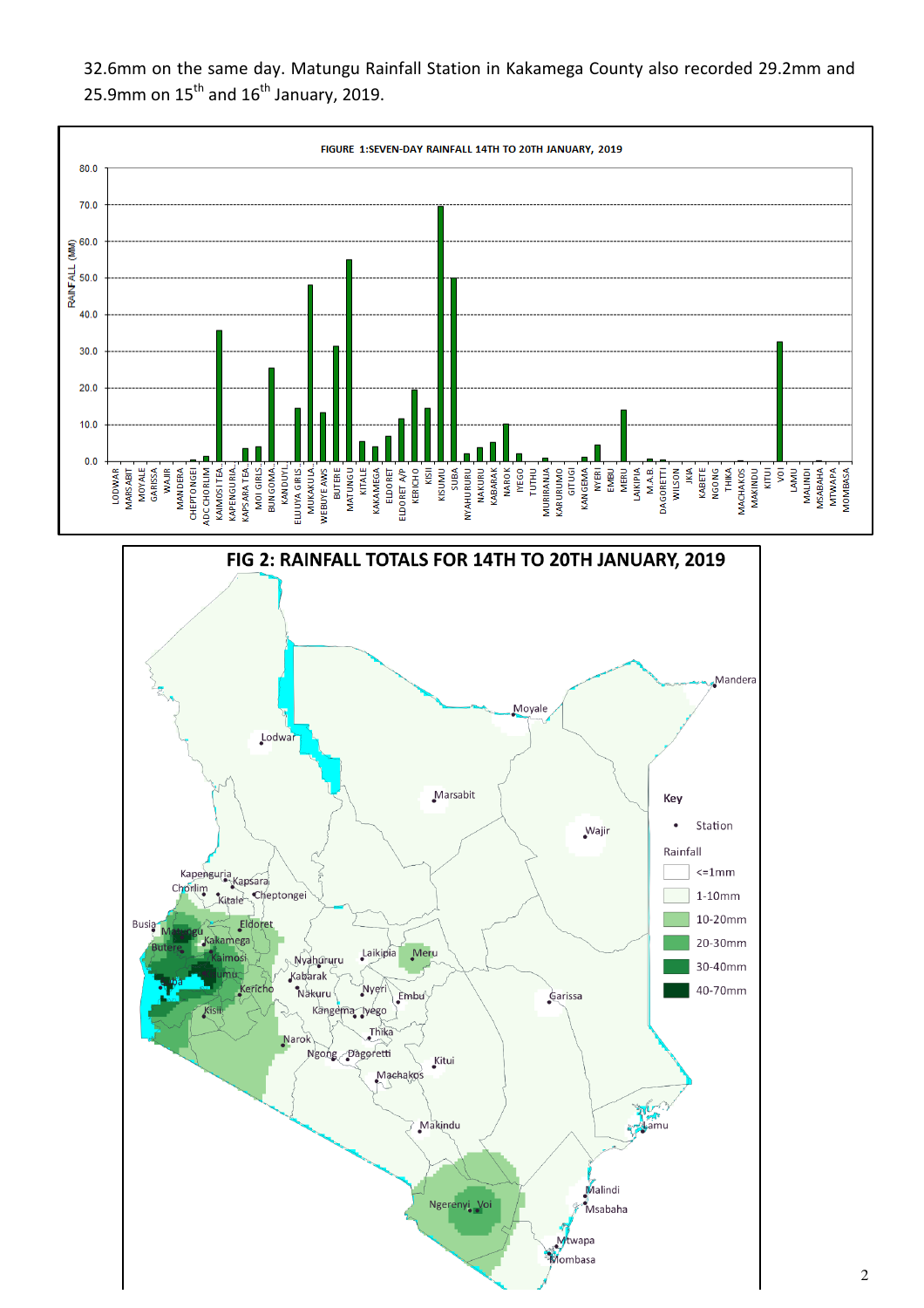32.6mm on the same day. Matungu Rainfall Station in Kakamega County also recorded 29.2mm and 25.9mm on 15th and 16th January, 2019.

FIGURE 1:SEVEN-DAY RAINFALL 14TH TO 20TH JANUARY, 2019

FIG 2: RAINFALL TOTALS FOR 14TH TO 20TH JANUARY, 2019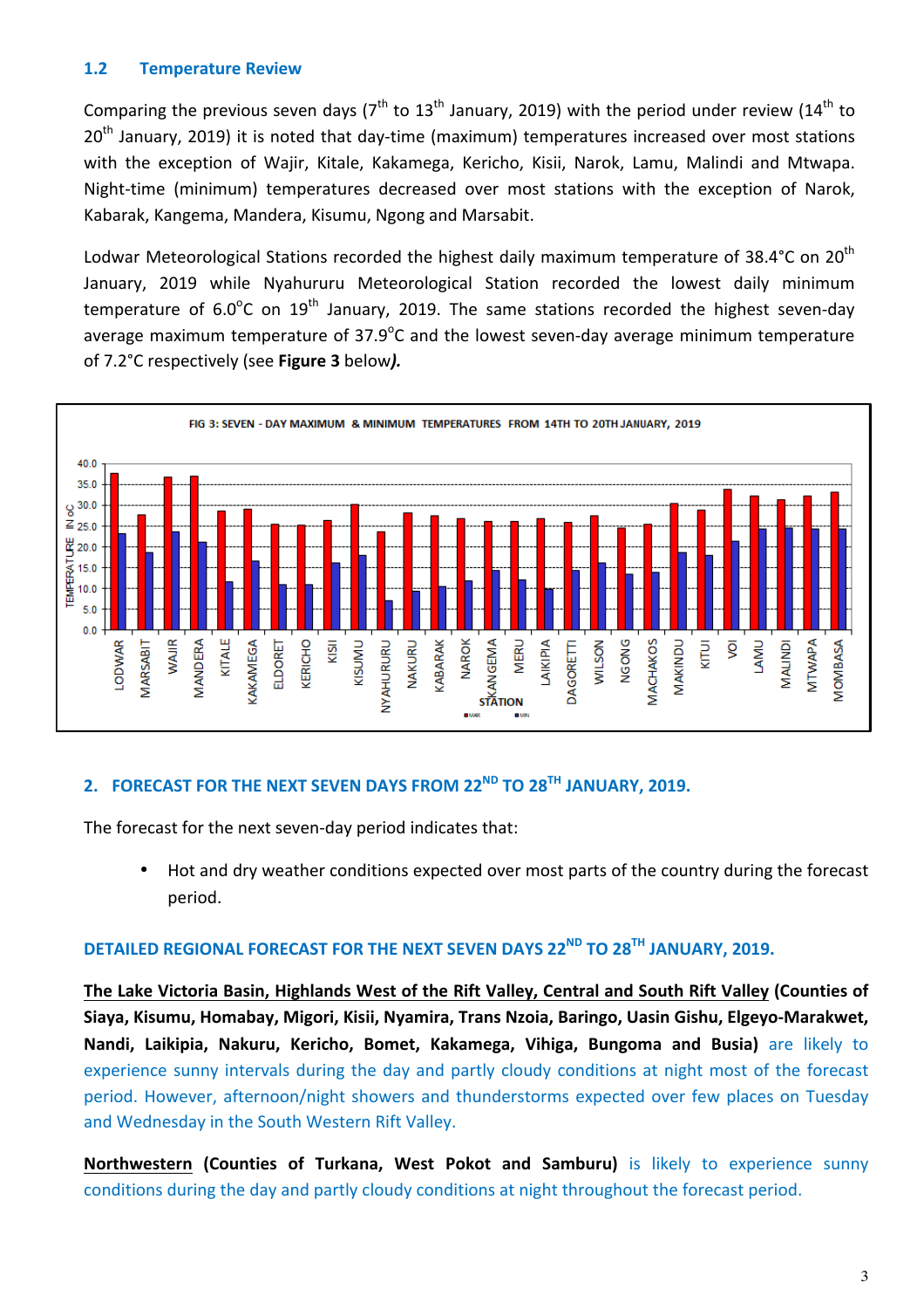### 1.2 Temperature Review

Comparing the previous seven days (7th to 13th January, 2019) with the period under review (14th to 20th January, 2019) it is noted that day-time (maximum) temperatures increased over most stations with the exception of Wajir, Kitale, Kakamega, Kericho, Kisii, Narok, Lamu, Malindi and Mtwapa. Night-time (minimum) temperatures decreased over most stations with the exception of Narok, Kabarak, Kangema, Mandera, Kisumu, Ngong and Marsabit.

Lodwar Meteorological Stations recorded the highest daily maximum temperature of 38.4°C on 20th January, 2019 while Nyahururu Meteorological Station recorded the lowest daily minimum temperature of 6.0°C on 19th January, 2019. The same stations recorded the highest seven-day average maximum temperature of 37.9°C and the lowest seven-day average minimum temperature of 7.2°C respectively (see **Figure 3** below***).***

FIG 3: SEVEN - DAY MAXIMUM & MINIMUM TEMPERATURES FROM 14TH TO 20TH JANUARY, 2019

## 2. FORECAST FOR THE NEXT SEVEN DAYS FROM 22ND TO 28TH JANUARY, 2019.

The forecast for the next seven-day period indicates that:

- Hot and dry weather conditions expected over most parts of the country during the forecast period.

### DETAILED REGIONAL FORECAST FOR THE NEXT SEVEN DAYS 22ND TO 28TH JANUARY, 2019.

**The Lake Victoria Basin, Highlands West of the Rift Valley, Central and South Rift Valley (Counties of Siaya, Kisumu, Homabay, Migori, Kisii, Nyamira, Trans Nzoia, Baringo, Uasin Gishu, Elgeyo-Marakwet, Nandi, Laikipia, Nakuru, Kericho, Bomet, Kakamega, Vihiga, Bungoma and Busia)** are likely to experience sunny intervals during the day and partly cloudy conditions at night most of the forecast period. However, afternoon/night showers and thunderstorms expected over few places on Tuesday and Wednesday in the South Western Rift Valley.

**Northwestern (Counties of Turkana, West Pokot and Samburu)** is likely to experience sunny conditions during the day and partly cloudy conditions at night throughout the forecast period.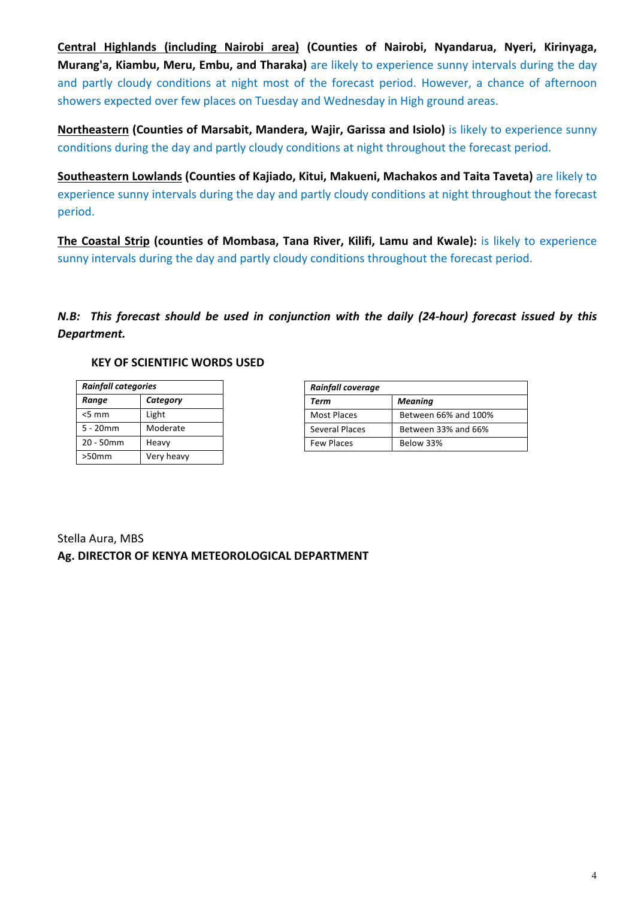**Central Highlands (including Nairobi area) (Counties of Nairobi, Nyandarua, Nyeri, Kirinyaga, Murang'a, Kiambu, Meru, Embu, and Tharaka)** are likely to experience sunny intervals during the day and partly cloudy conditions at night most of the forecast period. However, a chance of afternoon showers expected over few places on Tuesday and Wednesday in High ground areas.

**Northeastern (Counties of Marsabit, Mandera, Wajir, Garissa and Isiolo)** is likely to experience sunny conditions during the day and partly cloudy conditions at night throughout the forecast period.

**Southeastern Lowlands (Counties of Kajiado, Kitui, Makueni, Machakos and Taita Taveta)** are likely to experience sunny intervals during the day and partly cloudy conditions at night throughout the forecast period.

**The Coastal Strip (counties of Mombasa, Tana River, Kilifi, Lamu and Kwale):** is likely to experience sunny intervals during the day and partly cloudy conditions throughout the forecast period.

***N.B: This forecast should be used in conjunction with the daily (24-hour) forecast issued by this Department.***

**KEY OF SCIENTIFIC WORDS USED**

| *Rainfall categories* | |
|---|---|
| ***Range*** | ***Category*** |
| <5 mm | Light |
| 5 - 20mm | Moderate |
| 20 - 50mm | Heavy |
| >50mm | Very heavy |

| *Rainfall coverage* | |
|---|---|
| ***Term*** | ***Meaning*** |
| Most Places | Between 66% and 100% |
| Several Places | Between 33% and 66% |
| Few Places | Below 33% |

Stella Aura, MBS
**Ag. DIRECTOR OF KENYA METEOROLOGICAL DEPARTMENT**